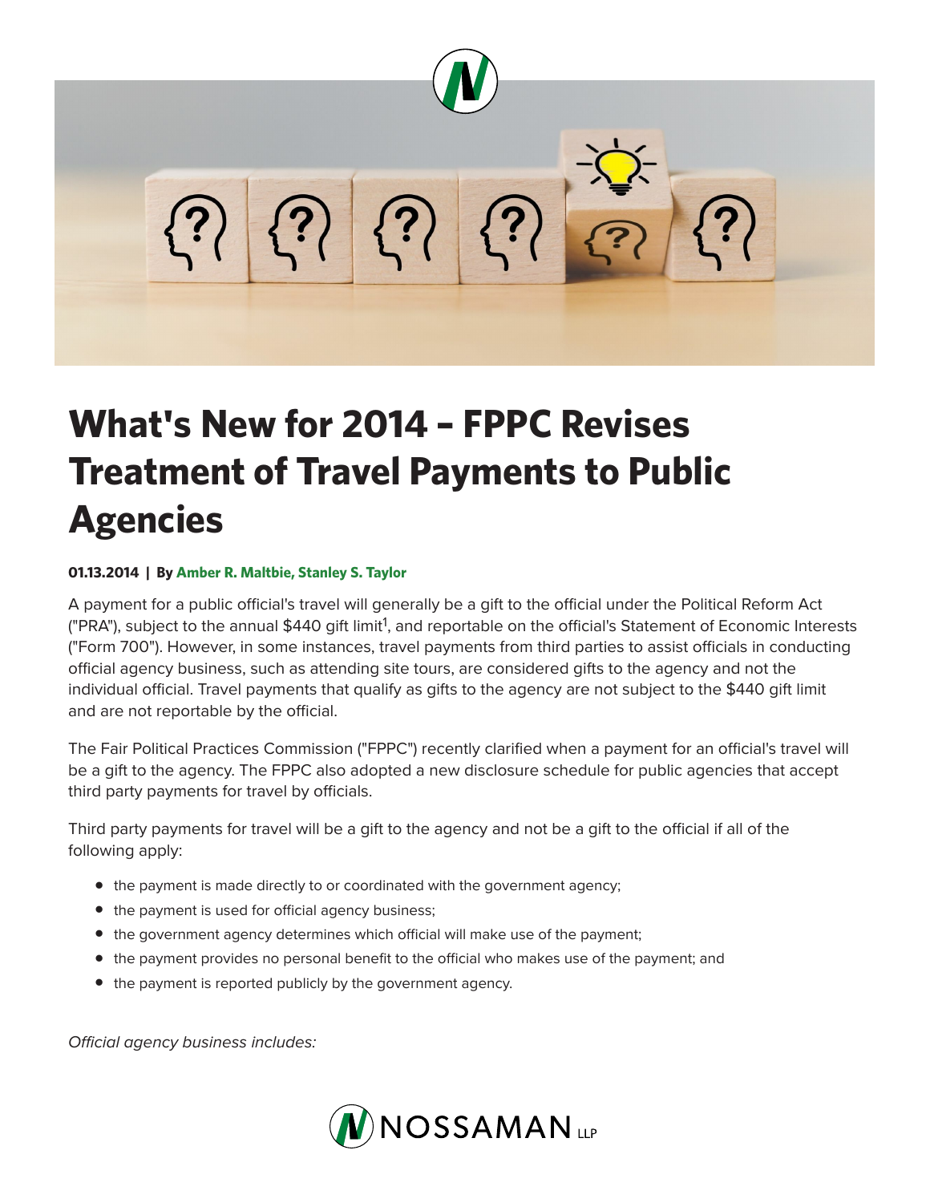# What's New for 2014 – FPPC Revises Treatment of Travel Payments to Public Agencies

**01.13.2014 | By Amber R. Maltbie, Stanley S. Taylor**

A payment for a public official's travel will generally be a gift to the official under the Political Reform Act ("PRA"), subject to the annual $440 gift limit[1], and reportable on the official's Statement of Economic Interests ("Form 700"). However, in some instances, travel payments from third parties to assist officials in conducting official agency business, such as attending site tours, are considered gifts to the agency and not the individual official. Travel payments that qualify as gifts to the agency are not subject to the $440 gift limit and are not reportable by the official.

The Fair Political Practices Commission ("FPPC") recently clarified when a payment for an official's travel will be a gift to the agency. The FPPC also adopted a new disclosure schedule for public agencies that accept third party payments for travel by officials.

Third party payments for travel will be a gift to the agency and not be a gift to the official if all of the following apply:

- the payment is made directly to or coordinated with the government agency;
- the payment is used for official agency business;
- the government agency determines which official will make use of the payment;
- the payment provides no personal benefit to the official who makes use of the payment; and
- the payment is reported publicly by the government agency.

*Official agency business includes:*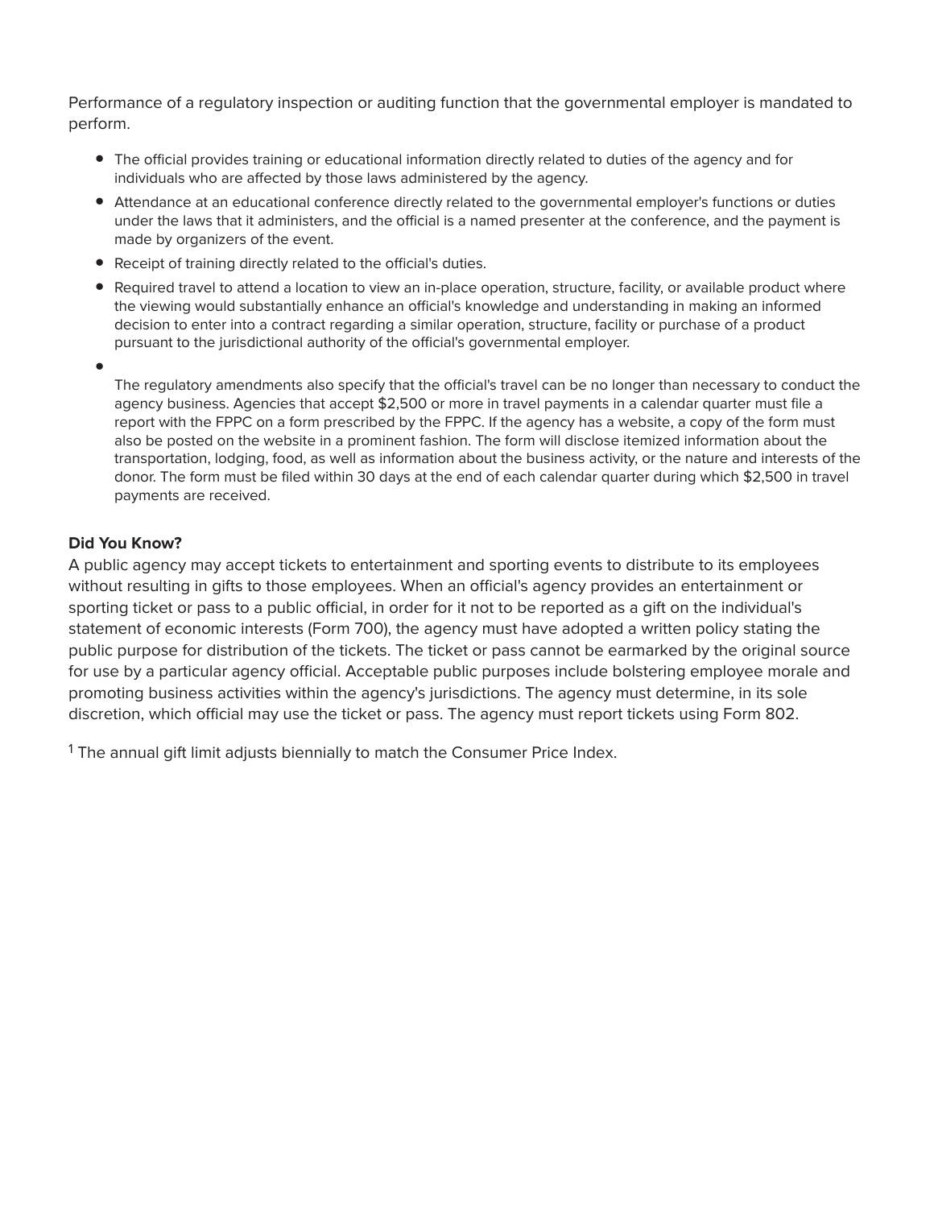Performance of a regulatory inspection or auditing function that the governmental employer is mandated to perform.

- The official provides training or educational information directly related to duties of the agency and for individuals who are affected by those laws administered by the agency.
- Attendance at an educational conference directly related to the governmental employer's functions or duties under the laws that it administers, and the official is a named presenter at the conference, and the payment is made by organizers of the event.
- Receipt of training directly related to the official's duties.
- Required travel to attend a location to view an in-place operation, structure, facility, or available product where the viewing would substantially enhance an official's knowledge and understanding in making an informed decision to enter into a contract regarding a similar operation, structure, facility or purchase of a product pursuant to the jurisdictional authority of the official's governmental employer.
- The regulatory amendments also specify that the official's travel can be no longer than necessary to conduct the agency business. Agencies that accept $2,500 or more in travel payments in a calendar quarter must file a report with the FPPC on a form prescribed by the FPPC. If the agency has a website, a copy of the form must also be posted on the website in a prominent fashion. The form will disclose itemized information about the transportation, lodging, food, as well as information about the business activity, or the nature and interests of the donor. The form must be filed within 30 days at the end of each calendar quarter during which $2,500 in travel payments are received.

**Did You Know?**
A public agency may accept tickets to entertainment and sporting events to distribute to its employees without resulting in gifts to those employees. When an official's agency provides an entertainment or sporting ticket or pass to a public official, in order for it not to be reported as a gift on the individual's statement of economic interests (Form 700), the agency must have adopted a written policy stating the public purpose for distribution of the tickets. The ticket or pass cannot be earmarked by the original source for use by a particular agency official. Acceptable public purposes include bolstering employee morale and promoting business activities within the agency's jurisdictions. The agency must determine, in its sole discretion, which official may use the ticket or pass. The agency must report tickets using Form 802.

[1] The annual gift limit adjusts biennially to match the Consumer Price Index.